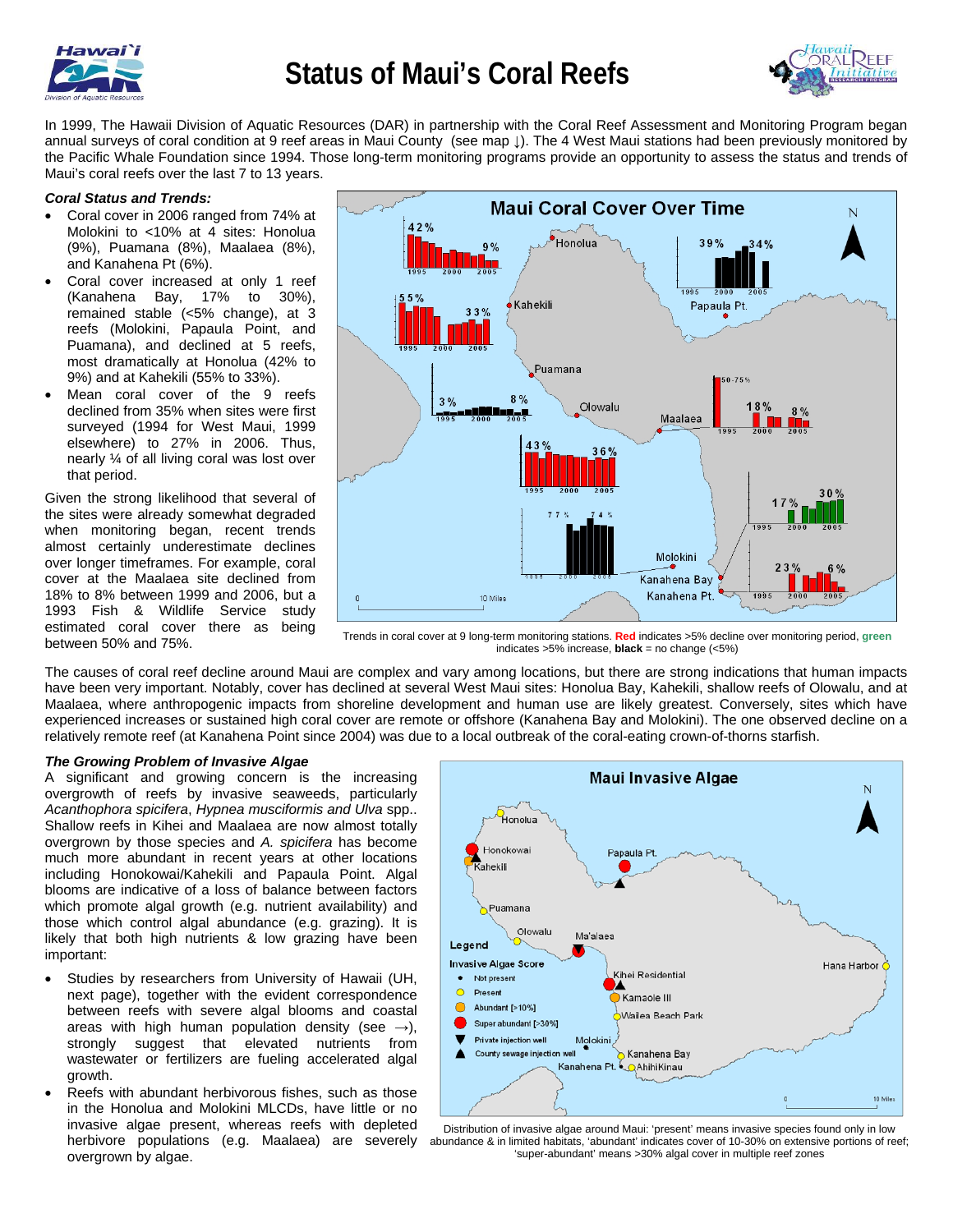# Status of Maui's Coral Reefs

In 1999, The Hawaii Division of Aquatic Resources (DAR) in partnership with the Coral Reef Assessment and Monitoring Program began annual surveys of coral condition at 9 reef areas in Maui County (see map ↓). The 4 West Maui stations had been previously monitored by the Pacific Whale Foundation since 1994. Those long-term monitoring programs provide an opportunity to assess the status and trends of Maui's coral reefs over the last 7 to 13 years.

### *Coral Status and Trends:*

- Coral cover in 2006 ranged from 74% at Molokini to <10% at 4 sites: Honolua (9%), Puamana (8%), Maalaea (8%), and Kanahena Pt (6%).
- Coral cover increased at only 1 reef (Kanahena Bay, 17% to 30%), remained stable (<5% change), at 3 reefs (Molokini, Papaula Point, and Puamana), and declined at 5 reefs, most dramatically at Honolua (42% to 9%) and at Kahekili (55% to 33%).
- Mean coral cover of the 9 reefs declined from 35% when sites were first surveyed (1994 for West Maui, 1999 elsewhere) to 27% in 2006. Thus, nearly ¼ of all living coral was lost over that period.

Given the strong likelihood that several of the sites were already somewhat degraded when monitoring began, recent trends almost certainly underestimate declines over longer timeframes. For example, coral cover at the Maalaea site declined from 18% to 8% between 1999 and 2006, but a 1993 Fish & Wildlife Service study estimated coral cover there as being between 50% and 75%.

Trends in coral cover at 9 long-term monitoring stations. **Red** indicates >5% decline over monitoring period, **green** indicates >5% increase, **black** = no change (<5%)

The causes of coral reef decline around Maui are complex and vary among locations, but there are strong indications that human impacts have been very important. Notably, cover has declined at several West Maui sites: Honolua Bay, Kahekili, shallow reefs of Olowalu, and at Maalaea, where anthropogenic impacts from shoreline development and human use are likely greatest. Conversely, sites which have experienced increases or sustained high coral cover are remote or offshore (Kanahena Bay and Molokini). The one observed decline on a relatively remote reef (at Kanahena Point since 2004) was due to a local outbreak of the coral-eating crown-of-thorns starfish.

### *The Growing Problem of Invasive Algae*

A significant and growing concern is the increasing overgrowth of reefs by invasive seaweeds, particularly *Acanthophora spicifera*, *Hypnea musciformis and Ulva* spp.. Shallow reefs in Kihei and Maalaea are now almost totally overgrown by those species and *A. spicifera* has become much more abundant in recent years at other locations including Honokowai/Kahekili and Papaula Point. Algal blooms are indicative of a loss of balance between factors which promote algal growth (e.g. nutrient availability) and those which control algal abundance (e.g. grazing). It is likely that both high nutrients & low grazing have been important:

- Studies by researchers from University of Hawaii (UH, next page), together with the evident correspondence between reefs with severe algal blooms and coastal areas with high human population density (see →), strongly suggest that elevated nutrients from wastewater or fertilizers are fueling accelerated algal growth.
- Reefs with abundant herbivorous fishes, such as those in the Honolua and Molokini MLCDs, have little or no invasive algae present, whereas reefs with depleted herbivore populations (e.g. Maalaea) are severely overgrown by algae.

Distribution of invasive algae around Maui: 'present' means invasive species found only in low abundance & in limited habitats, 'abundant' indicates cover of 10-30% on extensive portions of reef; 'super-abundant' means >30% algal cover in multiple reef zones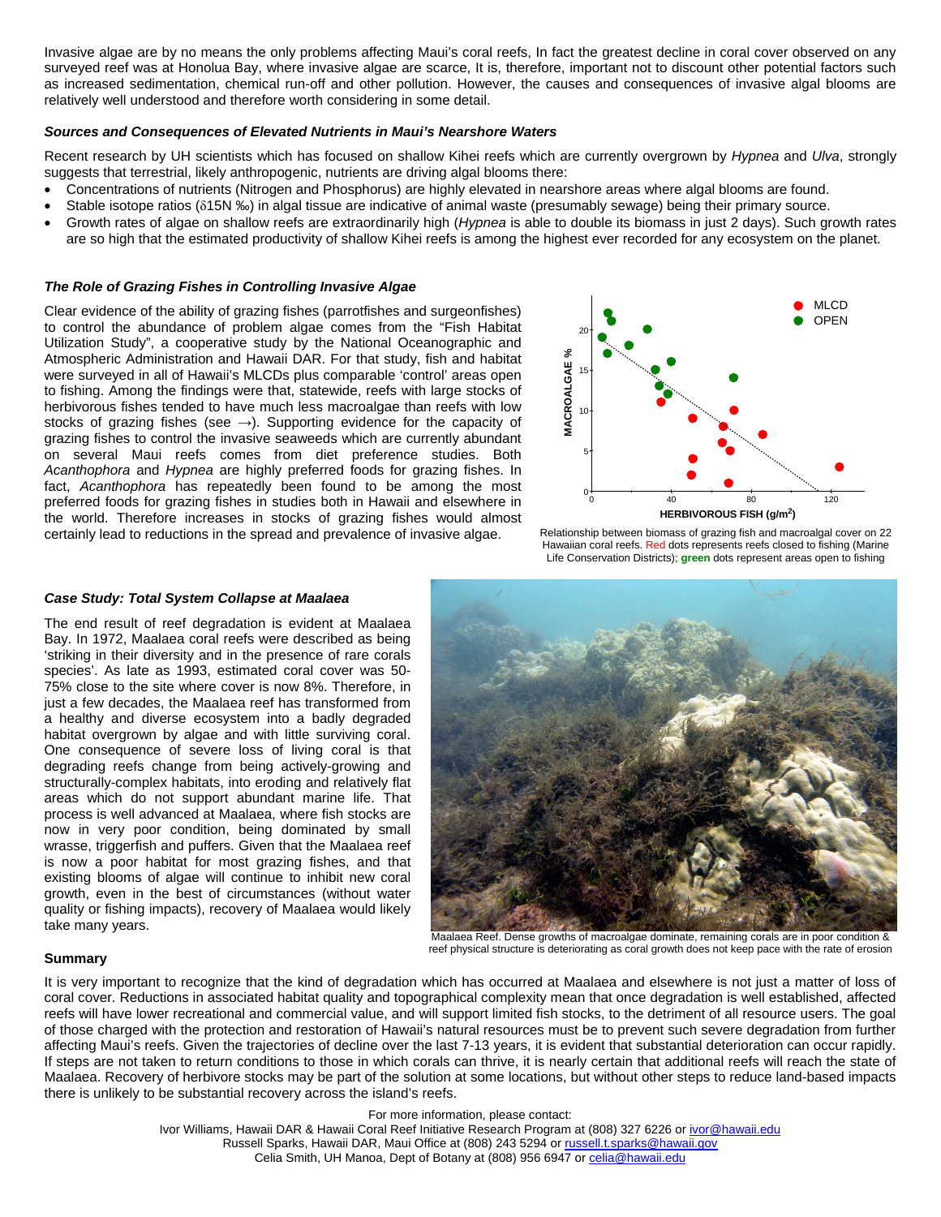Invasive algae are by no means the only problems affecting Maui's coral reefs, In fact the greatest decline in coral cover observed on any surveyed reef was at Honolua Bay, where invasive algae are scarce, It is, therefore, important not to discount other potential factors such as increased sedimentation, chemical run-off and other pollution. However, the causes and consequences of invasive algal blooms are relatively well understood and therefore worth considering in some detail.

### *Sources and Consequences of Elevated Nutrients in Maui's Nearshore Waters*

Recent research by UH scientists which has focused on shallow Kihei reefs which are currently overgrown by *Hypnea* and *Ulva*, strongly suggests that terrestrial, likely anthropogenic, nutrients are driving algal blooms there:

- Concentrations of nutrients (Nitrogen and Phosphorus) are highly elevated in nearshore areas where algal blooms are found.
- Stable isotope ratios ($\delta$15N ‰) in algal tissue are indicative of animal waste (presumably sewage) being their primary source.
- Growth rates of algae on shallow reefs are extraordinarily high (*Hypnea* is able to double its biomass in just 2 days). Such growth rates are so high that the estimated productivity of shallow Kihei reefs is among the highest ever recorded for any ecosystem on the planet.

### *The Role of Grazing Fishes in Controlling Invasive Algae*

Clear evidence of the ability of grazing fishes (parrotfishes and surgeonfishes) to control the abundance of problem algae comes from the "Fish Habitat Utilization Study", a cooperative study by the National Oceanographic and Atmospheric Administration and Hawaii DAR. For that study, fish and habitat were surveyed in all of Hawaii's MLCDs plus comparable 'control' areas open to fishing. Among the findings were that, statewide, reefs with large stocks of herbivorous fishes tended to have much less macroalgae than reefs with low stocks of grazing fishes (see →). Supporting evidence for the capacity of grazing fishes to control the invasive seaweeds which are currently abundant on several Maui reefs comes from diet preference studies. Both *Acanthophora* and *Hypnea* are highly preferred foods for grazing fishes. In fact, *Acanthophora* has repeatedly been found to be among the most preferred foods for grazing fishes in studies both in Hawaii and elsewhere in the world. Therefore increases in stocks of grazing fishes would almost certainly lead to reductions in the spread and prevalence of invasive algae.

MLCD
OPEN
MACROALGAE %
HERBIVOROUS FISH (g/m$^2$)
0 5 10 15 20
0 40 80 120

Relationship between biomass of grazing fish and macroalgal cover on 22 Hawaiian coral reefs. Red dots represents reefs closed to fishing (Marine Life Conservation Districts); **green** dots represent areas open to fishing

### *Case Study: Total System Collapse at Maalaea*

The end result of reef degradation is evident at Maalaea Bay. In 1972, Maalaea coral reefs were described as being 'striking in their diversity and in the presence of rare corals species'. As late as 1993, estimated coral cover was 50-75% close to the site where cover is now 8%. Therefore, in just a few decades, the Maalaea reef has transformed from a healthy and diverse ecosystem into a badly degraded habitat overgrown by algae and with little surviving coral. One consequence of severe loss of living coral is that degrading reefs change from being actively-growing and structurally-complex habitats, into eroding and relatively flat areas which do not support abundant marine life. That process is well advanced at Maalaea, where fish stocks are now in very poor condition, being dominated by small wrasse, triggerfish and puffers. Given that the Maalaea reef is now a poor habitat for most grazing fishes, and that existing blooms of algae will continue to inhibit new coral growth, even in the best of circumstances (without water quality or fishing impacts), recovery of Maalaea would likely take many years.

Maalaea Reef. Dense growths of macroalgae dominate, remaining corals are in poor condition & reef physical structure is deteriorating as coral growth does not keep pace with the rate of erosion

### Summary

It is very important to recognize that the kind of degradation which has occurred at Maalaea and elsewhere is not just a matter of loss of coral cover. Reductions in associated habitat quality and topographical complexity mean that once degradation is well established, affected reefs will have lower recreational and commercial value, and will support limited fish stocks, to the detriment of all resource users. The goal of those charged with the protection and restoration of Hawaii's natural resources must be to prevent such severe degradation from further affecting Maui's reefs. Given the trajectories of decline over the last 7-13 years, it is evident that substantial deterioration can occur rapidly. If steps are not taken to return conditions to those in which corals can thrive, it is nearly certain that additional reefs will reach the state of Maalaea. Recovery of herbivore stocks may be part of the solution at some locations, but without other steps to reduce land-based impacts there is unlikely to be substantial recovery across the island's reefs.

For more information, please contact:
Ivor Williams, Hawaii DAR & Hawaii Coral Reef Initiative Research Program at (808) 327 6226 or ivor@hawaii.edu
Russell Sparks, Hawaii DAR, Maui Office at (808) 243 5294 or russell.t.sparks@hawaii.gov
Celia Smith, UH Manoa, Dept of Botany at (808) 956 6947 or celia@hawaii.edu